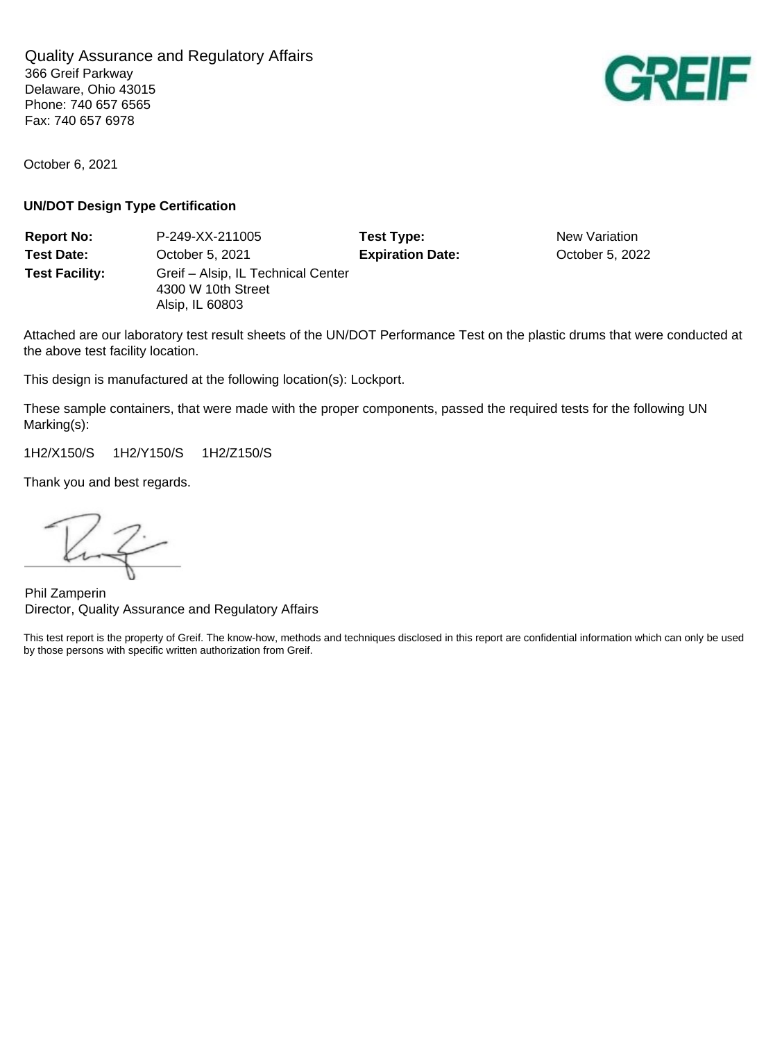Quality Assurance and Regulatory Affairs
366 Greif Parkway
Delaware, Ohio 43015
Phone: 740 657 6565
Fax: 740 657 6978

GREIF

October 6, 2021

**UN/DOT Design Type Certification**

| **Report No:** | P-249-XX-211005 | **Test Type:** | New Variation |
|---|---|---|---|
| **Test Date:** | October 5, 2021 | **Expiration Date:** | October 5, 2022 |
| **Test Facility:** | Greif – Alsip, IL Technical Center<br>4300 W 10th Street<br>Alsip, IL 60803 | | |

Attached are our laboratory test result sheets of the UN/DOT Performance Test on the plastic drums that were conducted at the above test facility location.

This design is manufactured at the following location(s): Lockport.

These sample containers, that were made with the proper components, passed the required tests for the following UN Marking(s):

1H2/X150/S 1H2/Y150/S 1H2/Z150/S

Thank you and best regards.

Phil Zamperin
Director, Quality Assurance and Regulatory Affairs

This test report is the property of Greif. The know-how, methods and techniques disclosed in this report are confidential information which can only be used by those persons with specific written authorization from Greif.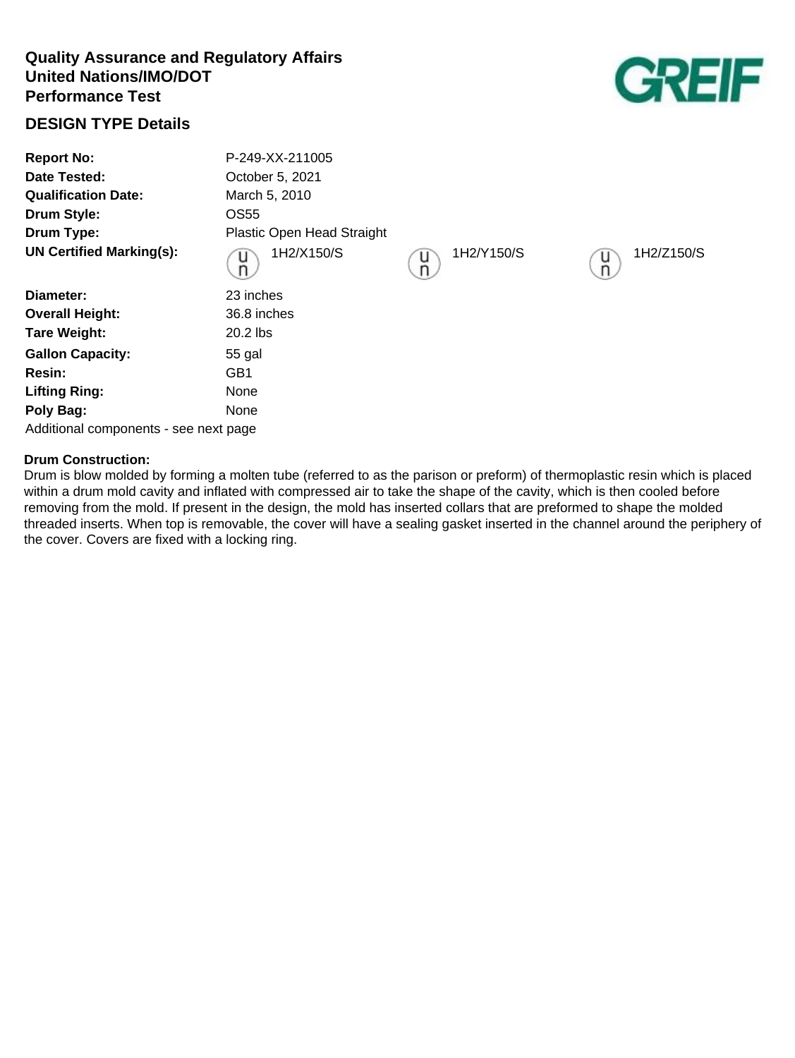**Quality Assurance and Regulatory Affairs**
**United Nations/IMO/DOT**
**Performance Test**

GREIF

## DESIGN TYPE Details

| | | | |
|---|---|---|---|
| **Report No:** | P-249-XX-211005 | | |
| **Date Tested:** | October 5, 2021 | | |
| **Qualification Date:** | March 5, 2010 | | |
| **Drum Style:** | OS55 | | |
| **Drum Type:** | Plastic Open Head Straight | | |
| **UN Certified Marking(s):** | un 1H2/X150/S | un 1H2/Y150/S | un 1H2/Z150/S |
| **Diameter:** | 23 inches | | |
| **Overall Height:** | 36.8 inches | | |
| **Tare Weight:** | 20.2 lbs | | |
| **Gallon Capacity:** | 55 gal | | |
| **Resin:** | GB1 | | |
| **Lifting Ring:** | None | | |
| **Poly Bag:** | None | | |

Additional components - see next page

**Drum Construction:**
Drum is blow molded by forming a molten tube (referred to as the parison or preform) of thermoplastic resin which is placed within a drum mold cavity and inflated with compressed air to take the shape of the cavity, which is then cooled before removing from the mold. If present in the design, the mold has inserted collars that are preformed to shape the molded threaded inserts. When top is removable, the cover will have a sealing gasket inserted in the channel around the periphery of the cover. Covers are fixed with a locking ring.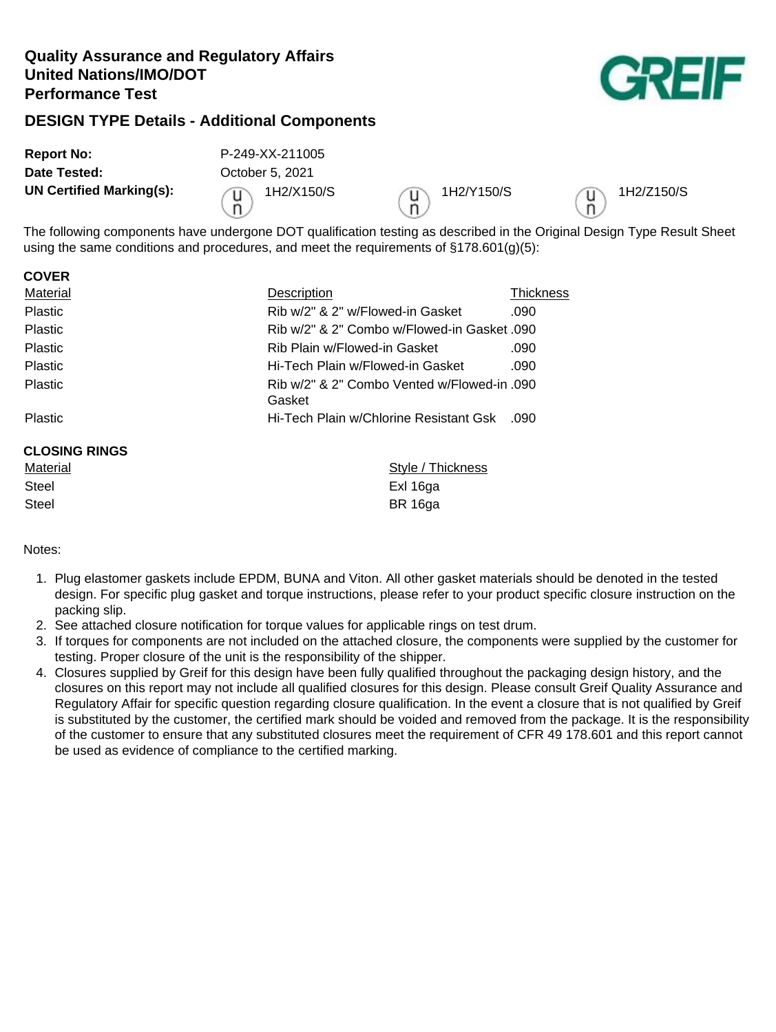**Quality Assurance and Regulatory Affairs**
**United Nations/IMO/DOT**
**Performance Test**

GREIF

## DESIGN TYPE Details - Additional Components

| | |
|---|---|
| **Report No:** | P-249-XX-211005 |
| **Date Tested:** | October 5, 2021 |
| **UN Certified Marking(s):** | (u/n) 1H2/X150/S (u/n) 1H2/Y150/S (u/n) 1H2/Z150/S |

The following components have undergone DOT qualification testing as described in the Original Design Type Result Sheet using the same conditions and procedures, and meet the requirements of §178.601(g)(5):

**COVER**

| Material | Description | Thickness |
|---|---|---|
| Plastic | Rib w/2" & 2" w/Flowed-in Gasket | .090 |
| Plastic | Rib w/2" & 2" Combo w/Flowed-in Gasket | .090 |
| Plastic | Rib Plain w/Flowed-in Gasket | .090 |
| Plastic | Hi-Tech Plain w/Flowed-in Gasket | .090 |
| Plastic | Rib w/2" & 2" Combo Vented w/Flowed-in Gasket | .090 |
| Plastic | Hi-Tech Plain w/Chlorine Resistant Gsk | .090 |

**CLOSING RINGS**

| Material | Style / Thickness |
|---|---|
| Steel | Exl 16ga |
| Steel | BR 16ga |

Notes:

1. Plug elastomer gaskets include EPDM, BUNA and Viton. All other gasket materials should be denoted in the tested design. For specific plug gasket and torque instructions, please refer to your product specific closure instruction on the packing slip.
2. See attached closure notification for torque values for applicable rings on test drum.
3. If torques for components are not included on the attached closure, the components were supplied by the customer for testing. Proper closure of the unit is the responsibility of the shipper.
4. Closures supplied by Greif for this design have been fully qualified throughout the packaging design history, and the closures on this report may not include all qualified closures for this design. Please consult Greif Quality Assurance and Regulatory Affair for specific question regarding closure qualification. In the event a closure that is not qualified by Greif is substituted by the customer, the certified mark should be voided and removed from the package. It is the responsibility of the customer to ensure that any substituted closures meet the requirement of CFR 49 178.601 and this report cannot be used as evidence of compliance to the certified marking.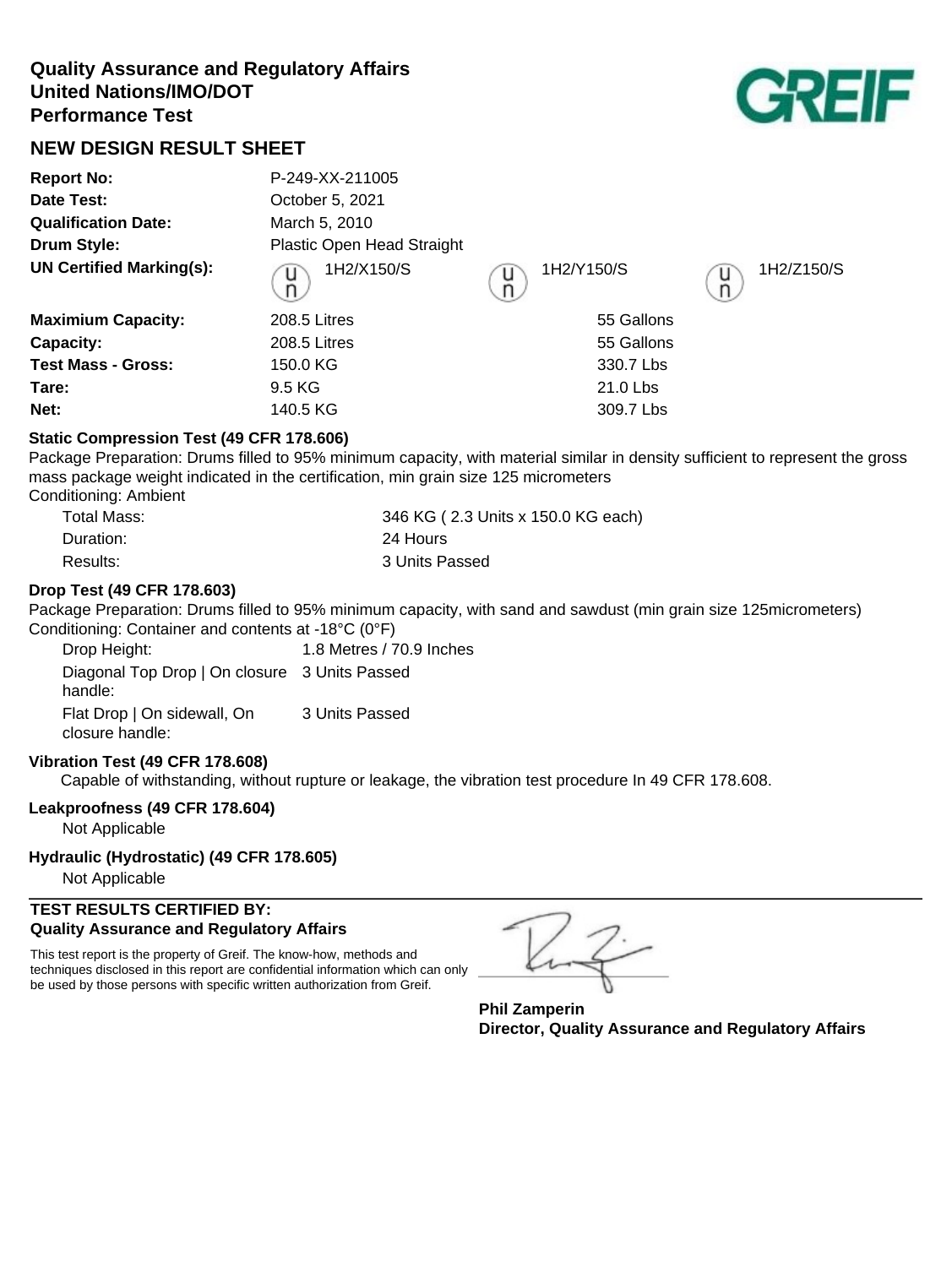# Quality Assurance and Regulatory Affairs
# United Nations/IMO/DOT
# Performance Test

GREIF

## NEW DESIGN RESULT SHEET

| | | | |
|---|---|---|---|
| **Report No:** | P-249-XX-211005 | | |
| **Date Test:** | October 5, 2021 | | |
| **Qualification Date:** | March 5, 2010 | | |
| **Drum Style:** | Plastic Open Head Straight | | |
| **UN Certified Marking(s):** | un 1H2/X150/S | un 1H2/Y150/S | un 1H2/Z150/S |
| **Maximium Capacity:** | 208.5 Litres | 55 Gallons | |
| **Capacity:** | 208.5 Litres | 55 Gallons | |
| **Test Mass - Gross:** | 150.0 KG | 330.7 Lbs | |
| **Tare:** | 9.5 KG | 21.0 Lbs | |
| **Net:** | 140.5 KG | 309.7 Lbs | |

### Static Compression Test (49 CFR 178.606)

Package Preparation: Drums filled to 95% minimum capacity, with material similar in density sufficient to represent the gross mass package weight indicated in the certification, min grain size 125 micrometers

Conditioning: Ambient

| | |
|---|---|
| Total Mass: | 346 KG ( 2.3 Units x 150.0 KG each) |
| Duration: | 24 Hours |
| Results: | 3 Units Passed |

### Drop Test (49 CFR 178.603)

Package Preparation: Drums filled to 95% minimum capacity, with sand and sawdust (min grain size 125micrometers)

Conditioning: Container and contents at -18°C (0°F)

| | |
|---|---|
| Drop Height: | 1.8 Metres / 70.9 Inches |
| Diagonal Top Drop \| On closure handle: | 3 Units Passed |
| Flat Drop \| On sidewall, On closure handle: | 3 Units Passed |

### Vibration Test (49 CFR 178.608)

Capable of withstanding, without rupture or leakage, the vibration test procedure In 49 CFR 178.608.

### Leakproofness (49 CFR 178.604)

Not Applicable

### Hydraulic (Hydrostatic) (49 CFR 178.605)

Not Applicable

---

**TEST RESULTS CERTIFIED BY:**
**Quality Assurance and Regulatory Affairs**

This test report is the property of Greif. The know-how, methods and techniques disclosed in this report are confidential information which can only be used by those persons with specific written authorization from Greif.

**Phil Zamperin**
**Director, Quality Assurance and Regulatory Affairs**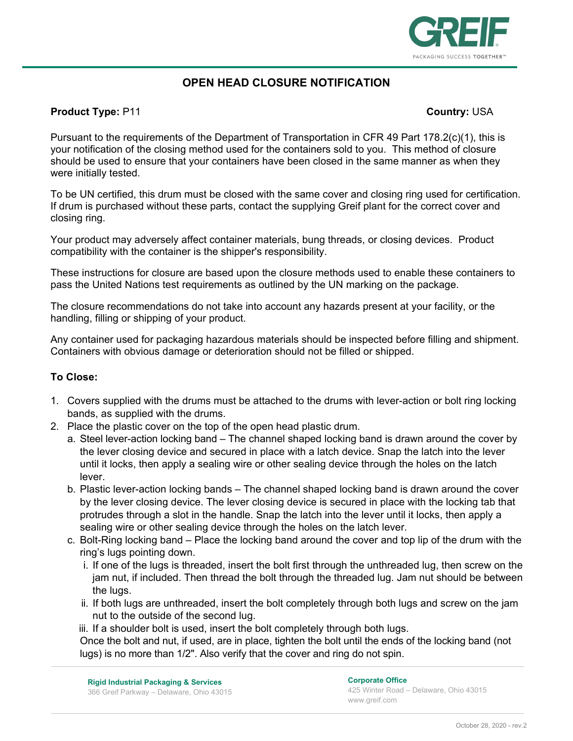# OPEN HEAD CLOSURE NOTIFICATION

**Product Type:** P11 **Country:** USA

Pursuant to the requirements of the Department of Transportation in CFR 49 Part 178.2(c)(1), this is your notification of the closing method used for the containers sold to you. This method of closure should be used to ensure that your containers have been closed in the same manner as when they were initially tested.

To be UN certified, this drum must be closed with the same cover and closing ring used for certification. If drum is purchased without these parts, contact the supplying Greif plant for the correct cover and closing ring.

Your product may adversely affect container materials, bung threads, or closing devices. Product compatibility with the container is the shipper's responsibility.

These instructions for closure are based upon the closure methods used to enable these containers to pass the United Nations test requirements as outlined by the UN marking on the package.

The closure recommendations do not take into account any hazards present at your facility, or the handling, filling or shipping of your product.

Any container used for packaging hazardous materials should be inspected before filling and shipment. Containers with obvious damage or deterioration should not be filled or shipped.

**To Close:**

1. Covers supplied with the drums must be attached to the drums with lever-action or bolt ring locking bands, as supplied with the drums.
2. Place the plastic cover on the top of the open head plastic drum.
   a. Steel lever-action locking band – The channel shaped locking band is drawn around the cover by the lever closing device and secured in place with a latch device. Snap the latch into the lever until it locks, then apply a sealing wire or other sealing device through the holes on the latch lever.
   b. Plastic lever-action locking bands – The channel shaped locking band is drawn around the cover by the lever closing device. The lever closing device is secured in place with the locking tab that protrudes through a slot in the handle. Snap the latch into the lever until it locks, then apply a sealing wire or other sealing device through the holes on the latch lever.
   c. Bolt-Ring locking band – Place the locking band around the cover and top lip of the drum with the ring's lugs pointing down.
      i. If one of the lugs is threaded, insert the bolt first through the unthreaded lug, then screw on the jam nut, if included. Then thread the bolt through the threaded lug. Jam nut should be between the lugs.
      ii. If both lugs are unthreaded, insert the bolt completely through both lugs and screw on the jam nut to the outside of the second lug.
      iii. If a shoulder bolt is used, insert the bolt completely through both lugs.

   Once the bolt and nut, if used, are in place, tighten the bolt until the ends of the locking band (not lugs) is no more than 1/2". Also verify that the cover and ring do not spin.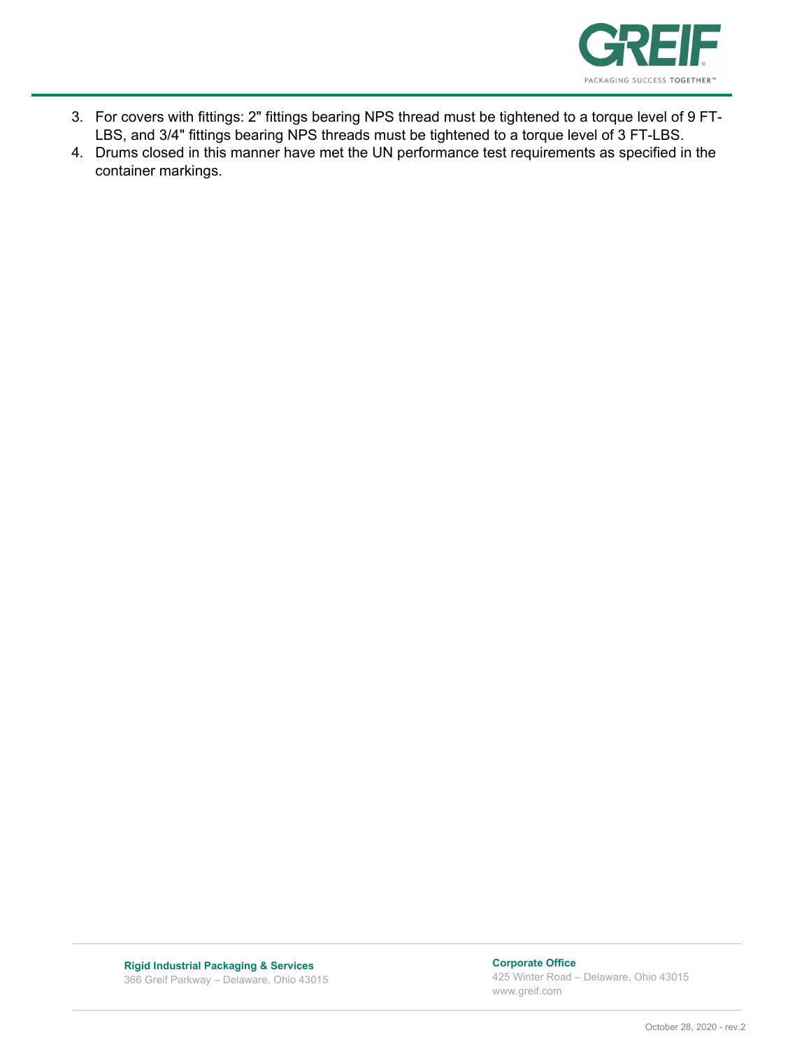3. For covers with fittings: 2" fittings bearing NPS thread must be tightened to a torque level of 9 FT-LBS, and 3/4" fittings bearing NPS threads must be tightened to a torque level of 3 FT-LBS.
4. Drums closed in this manner have met the UN performance test requirements as specified in the container markings.